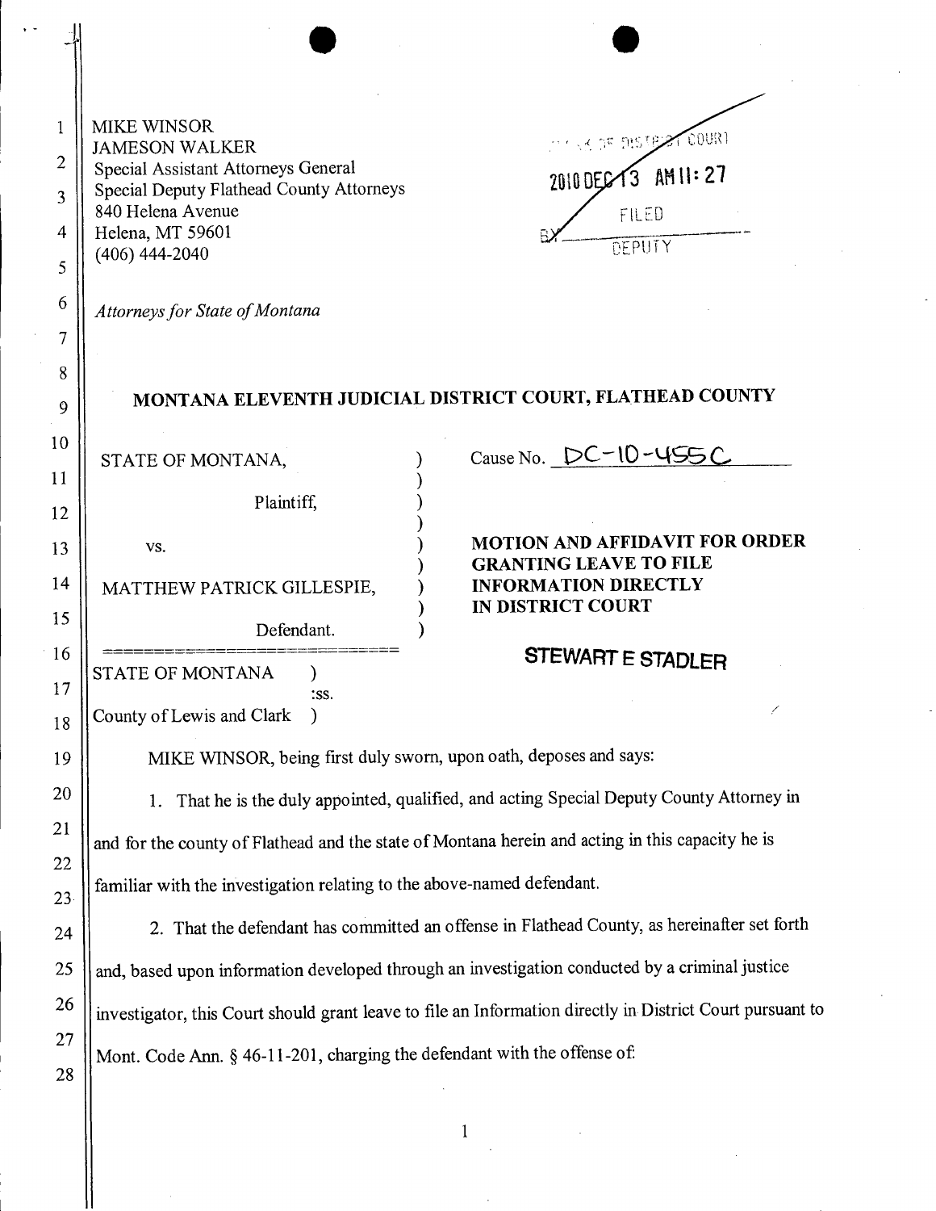MIKE WINSOR
JAMESON WALKER
Special Assistant Attorneys General
Special Deputy Flathead County Attorneys
840 Helena Avenue
Helena, MT 59601
(406) 444-2040

*Attorneys for State of Montana*

CLERK OF DISTRICT COURT
2010 DEC 13 AM 11:27
FILED
BY ______ DEPUTY

## MONTANA ELEVENTH JUDICIAL DISTRICT COURT, FLATHEAD COUNTY

STATE OF MONTANA,

Plaintiff,

vs.

MATTHEW PATRICK GILLESPIE,

Defendant.

Cause No. DC-10-455C

**MOTION AND AFFIDAVIT FOR ORDER GRANTING LEAVE TO FILE INFORMATION DIRECTLY IN DISTRICT COURT**

**STEWART E STADLER**

STATE OF MONTANA )
:ss.
County of Lewis and Clark )

MIKE WINSOR, being first duly sworn, upon oath, deposes and says:

1. That he is the duly appointed, qualified, and acting Special Deputy County Attorney in and for the county of Flathead and the state of Montana herein and acting in this capacity he is familiar with the investigation relating to the above-named defendant.

2. That the defendant has committed an offense in Flathead County, as hereinafter set forth and, based upon information developed through an investigation conducted by a criminal justice investigator, this Court should grant leave to file an Information directly in District Court pursuant to Mont. Code Ann. § 46-11-201, charging the defendant with the offense of: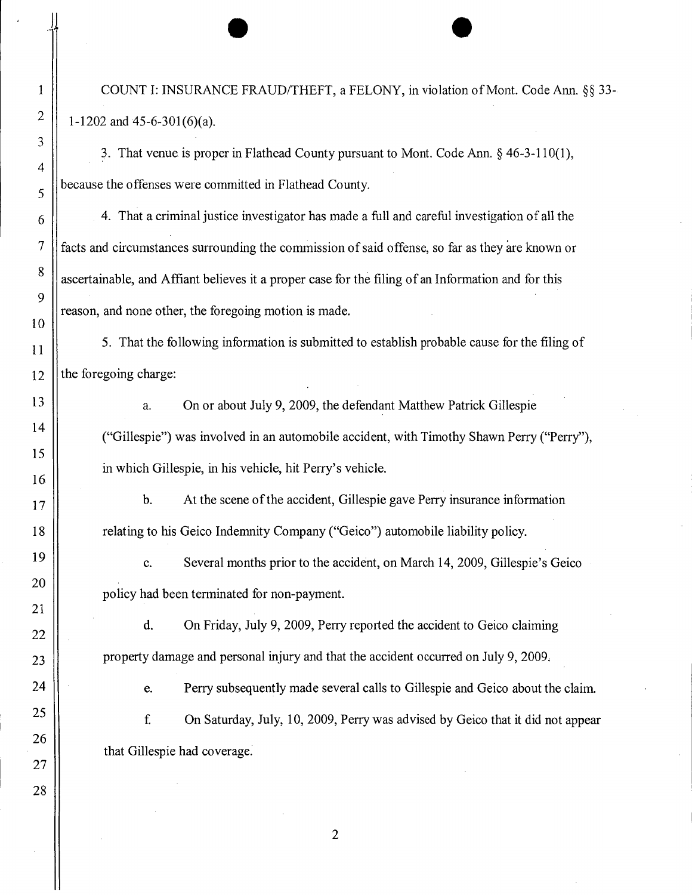COUNT I: INSURANCE FRAUD/THEFT, a FELONY, in violation of Mont. Code Ann. §§ 33-1-1202 and 45-6-301(6)(a).

3. That venue is proper in Flathead County pursuant to Mont. Code Ann. § 46-3-110(1), because the offenses were committed in Flathead County.

4. That a criminal justice investigator has made a full and careful investigation of all the facts and circumstances surrounding the commission of said offense, so far as they are known or ascertainable, and Affiant believes it a proper case for the filing of an Information and for this reason, and none other, the foregoing motion is made.

5. That the following information is submitted to establish probable cause for the filing of the foregoing charge:

a. On or about July 9, 2009, the defendant Matthew Patrick Gillespie ("Gillespie") was involved in an automobile accident, with Timothy Shawn Perry ("Perry"), in which Gillespie, in his vehicle, hit Perry's vehicle.

b. At the scene of the accident, Gillespie gave Perry insurance information relating to his Geico Indemnity Company ("Geico") automobile liability policy.

c. Several months prior to the accident, on March 14, 2009, Gillespie's Geico policy had been terminated for non-payment.

d. On Friday, July 9, 2009, Perry reported the accident to Geico claiming property damage and personal injury and that the accident occurred on July 9, 2009.

e. Perry subsequently made several calls to Gillespie and Geico about the claim.

f. On Saturday, July, 10, 2009, Perry was advised by Geico that it did not appear that Gillespie had coverage.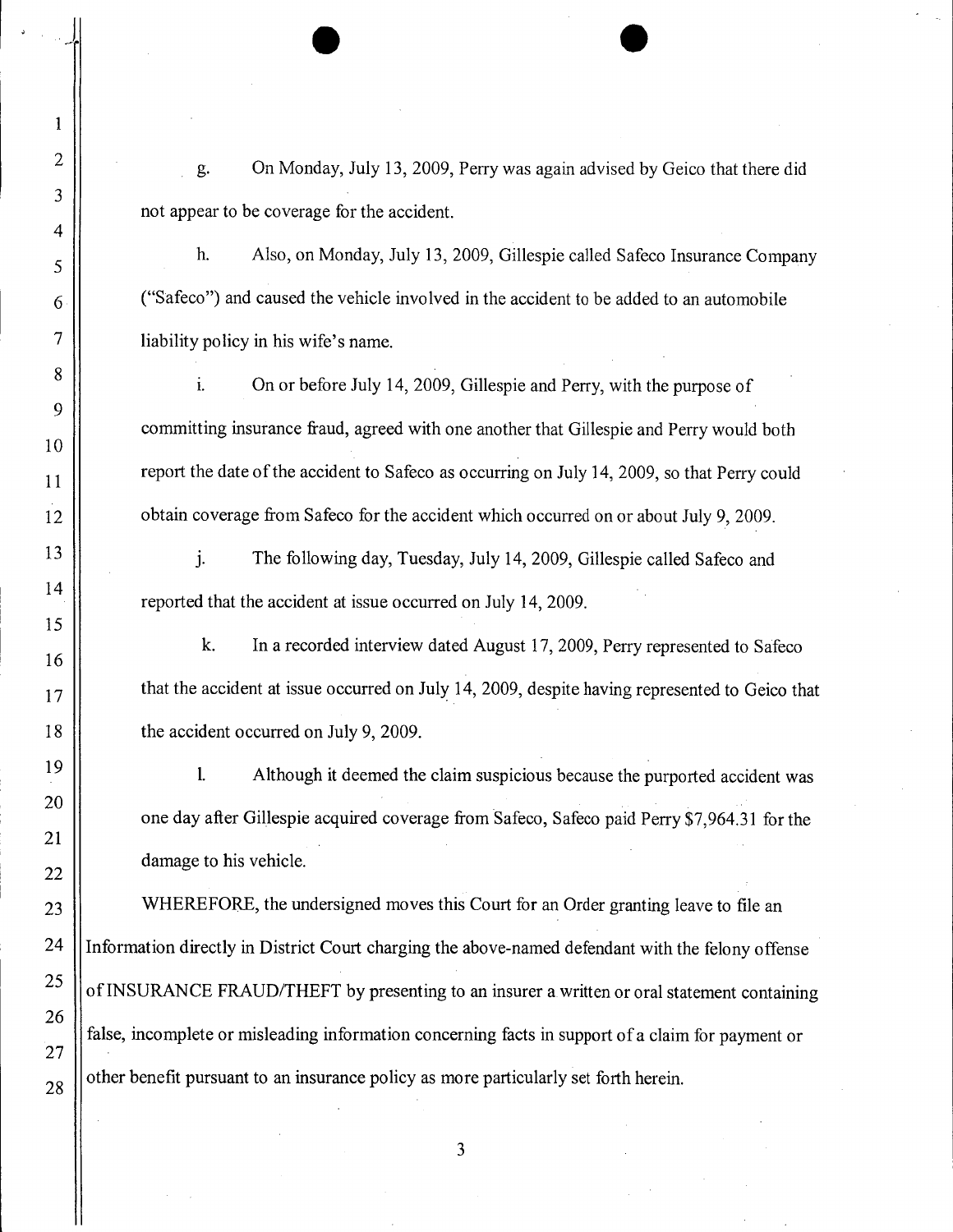g. On Monday, July 13, 2009, Perry was again advised by Geico that there did not appear to be coverage for the accident.

h. Also, on Monday, July 13, 2009, Gillespie called Safeco Insurance Company ("Safeco") and caused the vehicle involved in the accident to be added to an automobile liability policy in his wife's name.

i. On or before July 14, 2009, Gillespie and Perry, with the purpose of committing insurance fraud, agreed with one another that Gillespie and Perry would both report the date of the accident to Safeco as occurring on July 14, 2009, so that Perry could obtain coverage from Safeco for the accident which occurred on or about July 9, 2009.

j. The following day, Tuesday, July 14, 2009, Gillespie called Safeco and reported that the accident at issue occurred on July 14, 2009.

k. In a recorded interview dated August 17, 2009, Perry represented to Safeco that the accident at issue occurred on July 14, 2009, despite having represented to Geico that the accident occurred on July 9, 2009.

l. Although it deemed the claim suspicious because the purported accident was one day after Gillespie acquired coverage from Safeco, Safeco paid Perry $7,964.31 for the damage to his vehicle.

WHEREFORE, the undersigned moves this Court for an Order granting leave to file an Information directly in District Court charging the above-named defendant with the felony offense of INSURANCE FRAUD/THEFT by presenting to an insurer a written or oral statement containing false, incomplete or misleading information concerning facts in support of a claim for payment or other benefit pursuant to an insurance policy as more particularly set forth herein.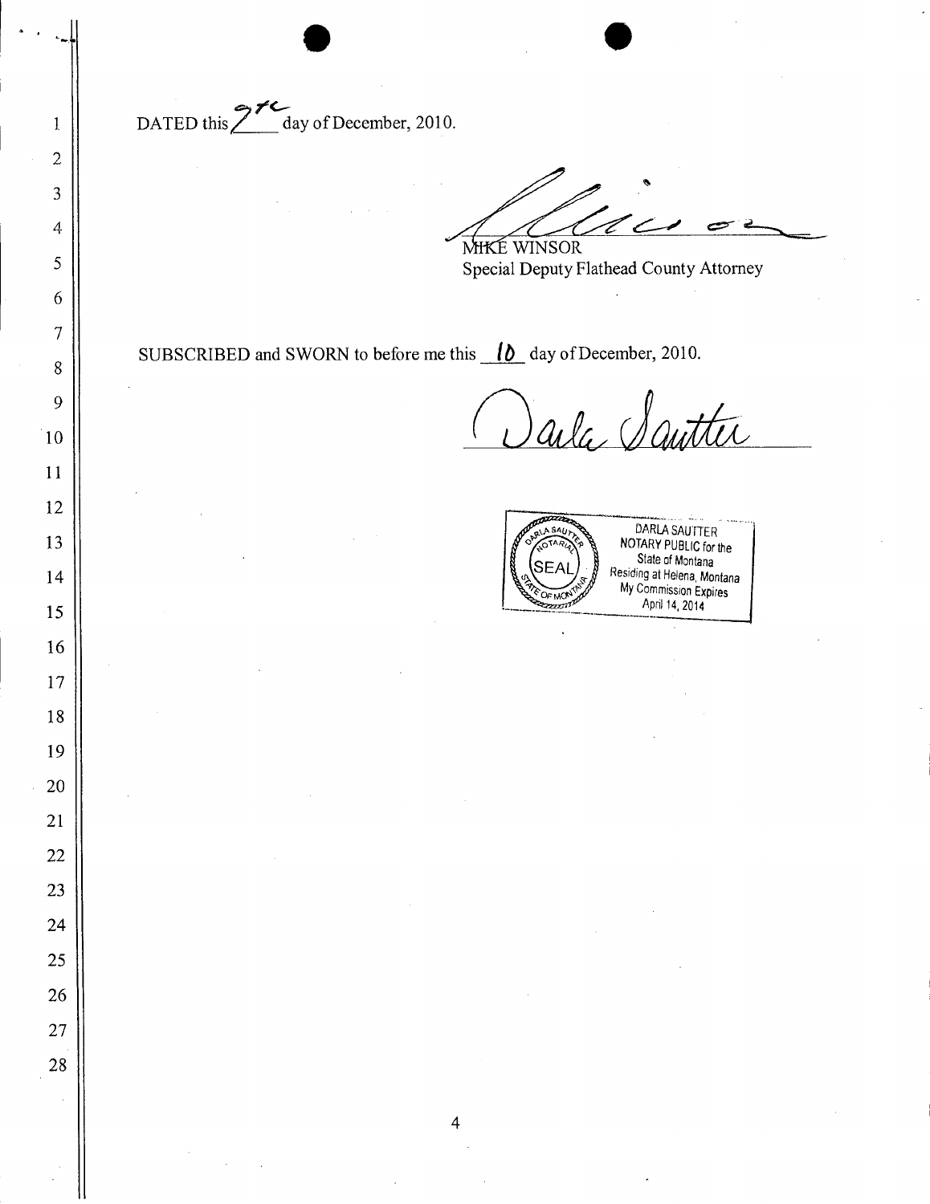DATED this 9th day of December, 2010.

MIKE WINSOR
Special Deputy Flathead County Attorney

SUBSCRIBED and SWORN to before me this 10 day of December, 2010.

Darla Sautter

DARLA SAUTTER
NOTARY PUBLIC for the
State of Montana
Residing at Helena, Montana
My Commission Expires
April 14, 2014